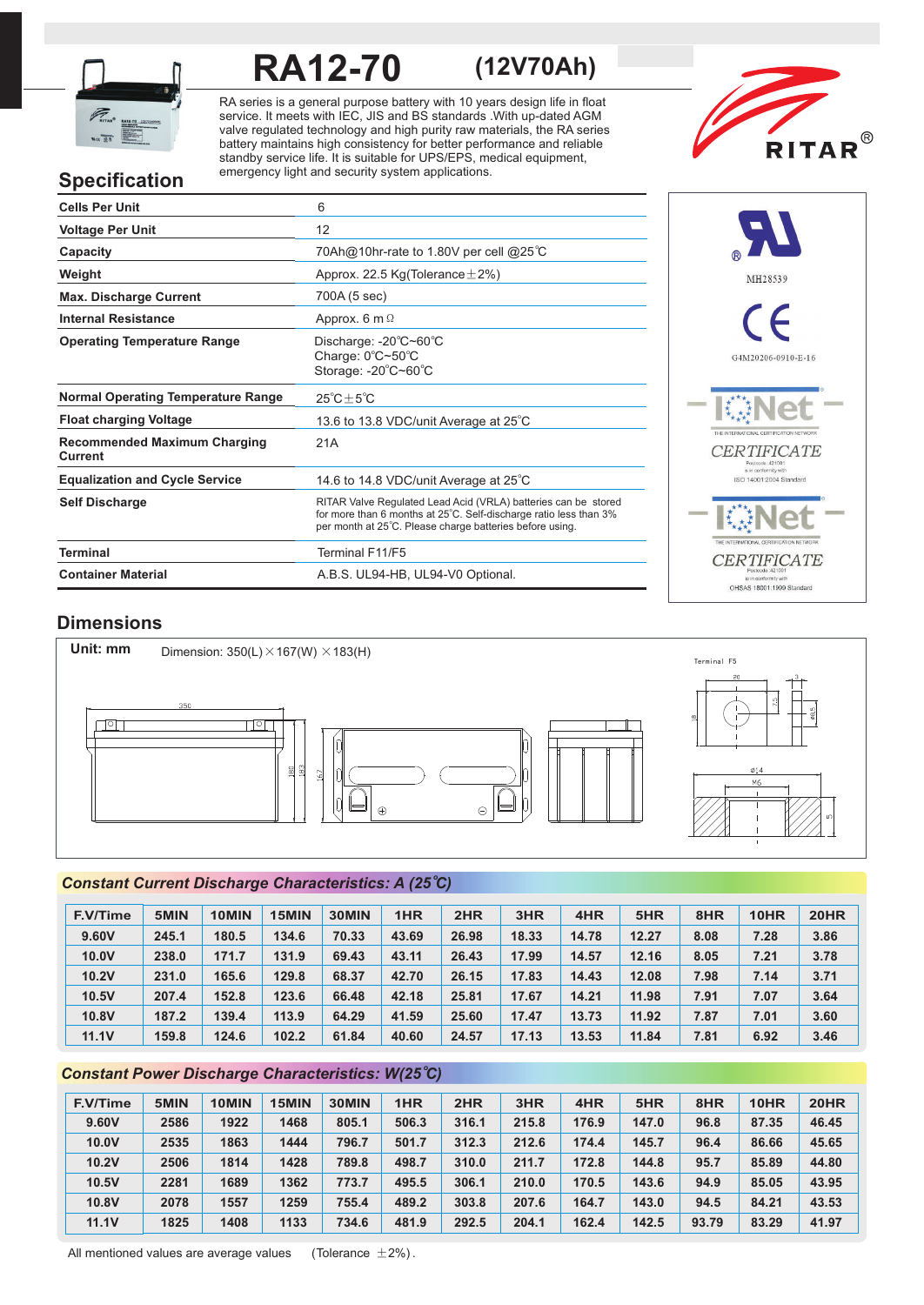# RA12-70 (12V70Ah)

RA series is a general purpose battery with 10 years design life in float service. It meets with IEC, JIS and BS standards .With up-dated AGM valve regulated technology and high purity raw materials, the RA series battery maintains high consistency for better performance and reliable standby service life. It is suitable for UPS/EPS, medical equipment, emergency light and security system applications.

RITAR®

## Specification

| | |
|---|---|
| **Cells Per Unit** | 6 |
| **Voltage Per Unit** | 12 |
| **Capacity** | 70Ah@10hr-rate to 1.80V per cell @25℃ |
| **Weight** | Approx. 22.5 Kg(Tolerance±2%) |
| **Max. Discharge Current** | 700A (5 sec) |
| **Internal Resistance** | Approx. 6 mΩ |
| **Operating Temperature Range** | Discharge: -20℃~60℃<br>Charge: 0℃~50℃<br>Storage: -20℃~60℃ |
| **Normal Operating Temperature Range** | 25℃±5℃ |
| **Float charging Voltage** | 13.6 to 13.8 VDC/unit Average at 25℃ |
| **Recommended Maximum Charging Current** | 21A |
| **Equalization and Cycle Service** | 14.6 to 14.8 VDC/unit Average at 25℃ |
| **Self Discharge** | RITAR Valve Regulated Lead Acid (VRLA) batteries can be stored for more than 6 months at 25℃. Self-discharge ratio less than 3% per month at 25℃. Please charge batteries before using. |
| **Terminal** | Terminal F11/F5 |
| **Container Material** | A.B.S. UL94-HB, UL94-V0 Optional. |

MH28539

G4M20206-0910-E-16

IQNet CERTIFICATE — ISO 14001:2004 Standard

IQNet CERTIFICATE — OHSAS 18001:1999 Standard

## Dimensions

**Unit: mm** Dimension: 350(L)×167(W)×183(H)

Terminal F5

## Constant Current Discharge Characteristics: A (25℃)

| F.V/Time | 5MIN | 10MIN | 15MIN | 30MIN | 1HR | 2HR | 3HR | 4HR | 5HR | 8HR | 10HR | 20HR |
|---|---|---|---|---|---|---|---|---|---|---|---|---|
| 9.60V | 245.1 | 180.5 | 134.6 | 70.33 | 43.69 | 26.98 | 18.33 | 14.78 | 12.27 | 8.08 | 7.28 | 3.86 |
| 10.0V | 238.0 | 171.7 | 131.9 | 69.43 | 43.11 | 26.43 | 17.99 | 14.57 | 12.16 | 8.05 | 7.21 | 3.78 |
| 10.2V | 231.0 | 165.6 | 129.8 | 68.37 | 42.70 | 26.15 | 17.83 | 14.43 | 12.08 | 7.98 | 7.14 | 3.71 |
| 10.5V | 207.4 | 152.8 | 123.6 | 66.48 | 42.18 | 25.81 | 17.67 | 14.21 | 11.98 | 7.91 | 7.07 | 3.64 |
| 10.8V | 187.2 | 139.4 | 113.9 | 64.29 | 41.59 | 25.60 | 17.47 | 13.73 | 11.92 | 7.87 | 7.01 | 3.60 |
| 11.1V | 159.8 | 124.6 | 102.2 | 61.84 | 40.60 | 24.57 | 17.13 | 13.53 | 11.84 | 7.81 | 6.92 | 3.46 |

## Constant Power Discharge Characteristics: W(25℃)

| F.V/Time | 5MIN | 10MIN | 15MIN | 30MIN | 1HR | 2HR | 3HR | 4HR | 5HR | 8HR | 10HR | 20HR |
|---|---|---|---|---|---|---|---|---|---|---|---|---|
| 9.60V | 2586 | 1922 | 1468 | 805.1 | 506.3 | 316.1 | 215.8 | 176.9 | 147.0 | 96.8 | 87.35 | 46.45 |
| 10.0V | 2535 | 1863 | 1444 | 796.7 | 501.7 | 312.3 | 212.6 | 174.4 | 145.7 | 96.4 | 86.66 | 45.65 |
| 10.2V | 2506 | 1814 | 1428 | 789.8 | 498.7 | 310.0 | 211.7 | 172.8 | 144.8 | 95.7 | 85.89 | 44.80 |
| 10.5V | 2281 | 1689 | 1362 | 773.7 | 495.5 | 306.1 | 210.0 | 170.5 | 143.6 | 94.9 | 85.05 | 43.95 |
| 10.8V | 2078 | 1557 | 1259 | 755.4 | 489.2 | 303.8 | 207.6 | 164.7 | 143.0 | 94.5 | 84.21 | 43.53 |
| 11.1V | 1825 | 1408 | 1133 | 734.6 | 481.9 | 292.5 | 204.1 | 162.4 | 142.5 | 93.79 | 83.29 | 41.97 |

All mentioned values are average values (Tolerance ±2%).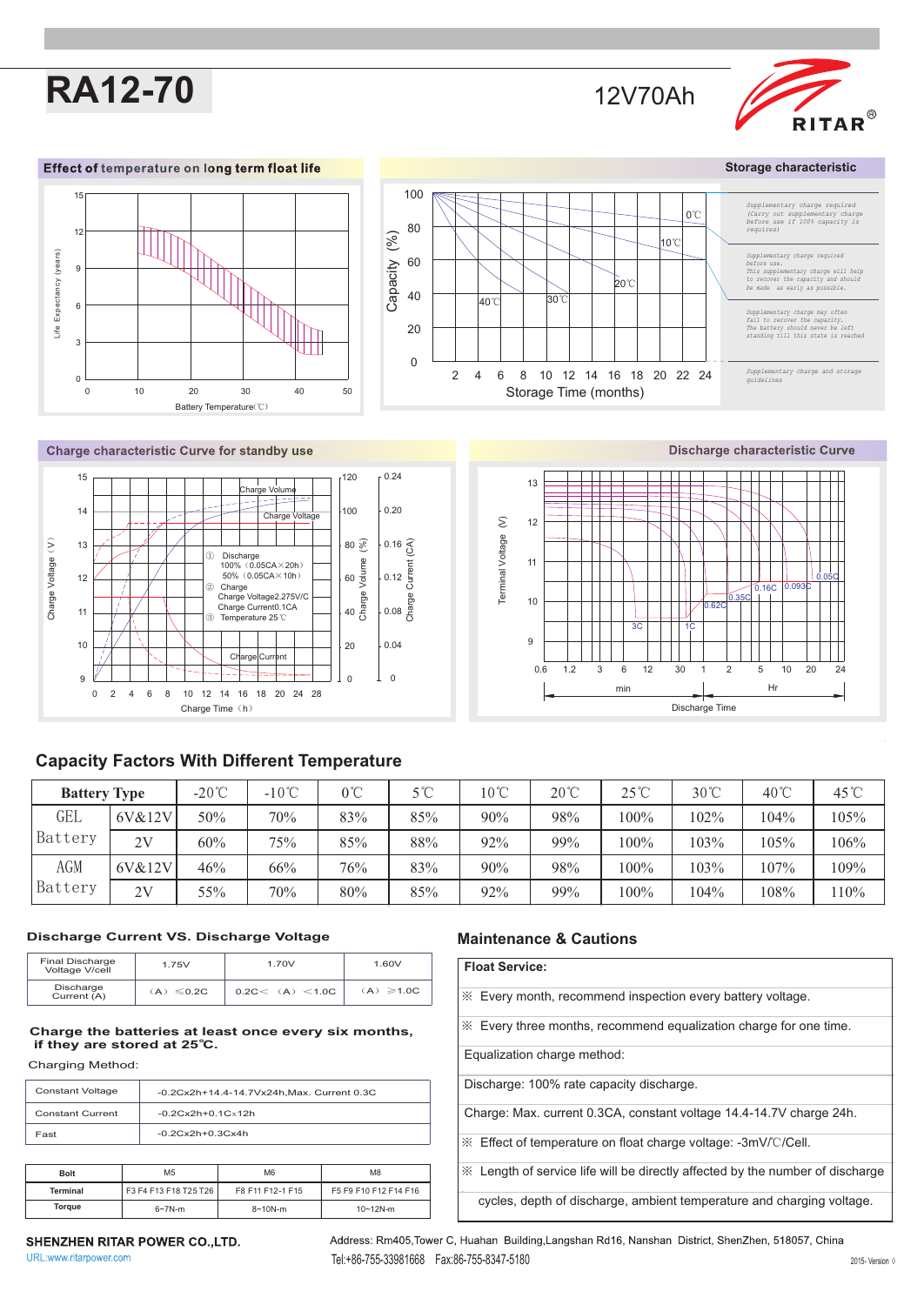# RA12-70

12V70Ah

RITAR®

## Effect of temperature on long term float life

Life Expectancy (years)

15
12
9
6
3
0

0 10 20 30 40 50

Battery Temperature(℃)

## Storage characteristic

Capacity (%)

100
80
60
40
20
0

0℃
10℃
20℃
30℃
40℃

2 4 6 8 10 12 14 16 18 20 22 24

Storage Time (months)

Supplementary charge required (Carry out supplementary charge before use if 100% capacity is required)

Supplementary charge required before use. This supplementary charge will help to recover the capacity and should be made as early as possible.

Supplementary charge may often fail to recover the capacity. The battery should never be left standing till this state is reached

Supplementary charge and storage guidelines

## Charge characteristic Curve for standby use

Charge Voltage (V)

15
14
13
12
11
10
9

Charge Volume (%)

120
100
80
60
40
20
0

Charge Current (CA)

0.24
0.20
0.16
0.12
0.08
0.04
0

Charge Volume

Charge Voltage

Charge Current

① Discharge
100% (0.05CA×20h)
50% (0.05CA×10h)
② Charge
Charge Voltage2.275V/C
Charge Current0.1CA
③ Temperature 25℃

0 2 4 6 8 10 12 14 16 18 20 24 28

Charge Time (h)

## Discharge characteristic Curve

Terminal Voltage (V)

13
12
11
10
9

3C
1C
0.62C
0.35C
0.16C
0.093C
0.05C

0.6 1.2 3 6 12 30 1 2 5 10 20 24

min

Hr

Discharge Time

## Capacity Factors With Different Temperature

| Battery Type | | -20℃ | -10℃ | 0℃ | 5℃ | 10℃ | 20℃ | 25℃ | 30℃ | 40℃ | 45℃ |
|---|---|---|---|---|---|---|---|---|---|---|---|
| GEL Battery | 6V&12V | 50% | 70% | 83% | 85% | 90% | 98% | 100% | 102% | 104% | 105% |
| | 2V | 60% | 75% | 85% | 88% | 92% | 99% | 100% | 103% | 105% | 106% |
| AGM Battery | 6V&12V | 46% | 66% | 76% | 83% | 90% | 98% | 100% | 103% | 107% | 109% |
| | 2V | 55% | 70% | 80% | 85% | 92% | 99% | 100% | 104% | 108% | 110% |

### Discharge Current VS. Discharge Voltage

| Final Discharge Voltage V/cell | 1.75V | 1.70V | 1.60V |
|---|---|---|---|
| Discharge Current (A) | (A) ≤0.2C | 0.2C< (A) <1.0C | (A) ≥1.0C |

**Charge the batteries at least once every six months, if they are stored at 25℃.**

Charging Method:

| | |
|---|---|
| Constant Voltage | -0.2Cx2h+14.4-14.7Vx24h,Max. Current 0.3C |
| Constant Current | -0.2Cx2h+0.1Cx12h |
| Fast | -0.2Cx2h+0.3Cx4h |

| Bolt | M5 | M6 | M8 |
|---|---|---|---|
| Terminal | F3 F4 F13 F18 T25 T26 | F8 F11 F12-1 F15 | F5 F9 F10 F12 F14 F16 |
| Torque | 6~7N-m | 8~10N-m | 10~12N-m |

### Maintenance & Cautions

**Float Service:**

※ Every month, recommend inspection every battery voltage.

※ Every three months, recommend equalization charge for one time.

Equalization charge method:

Discharge: 100% rate capacity discharge.

Charge: Max. current 0.3CA, constant voltage 14.4-14.7V charge 24h.

※ Effect of temperature on float charge voltage: -3mV/℃/Cell.

※ Length of service life will be directly affected by the number of discharge cycles, depth of discharge, ambient temperature and charging voltage.

**SHENZHEN RITAR POWER CO.,LTD.**

URL:www.ritarpower.com

Address: Rm405,Tower C, Huahan Building,Langshan Rd16, Nanshan District, ShenZhen, 518057, China

Tel:+86-755-33981668 Fax:86-755-8347-5180

2015- Version 0